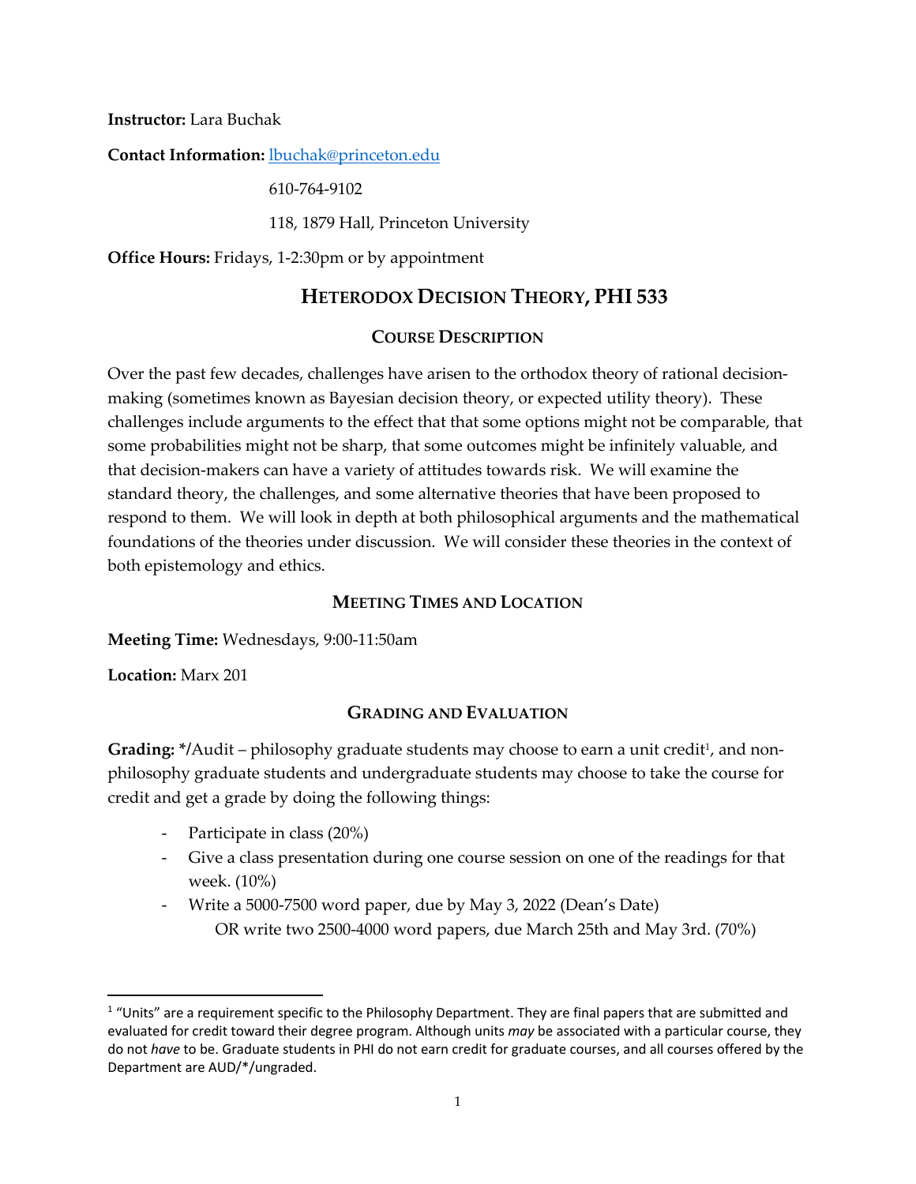**Instructor:** Lara Buchak

**Contact Information:** lbuchak@princeton.edu

610-764-9102

118, 1879 Hall, Princeton University

**Office Hours:** Fridays, 1-2:30pm or by appointment

# HETERODOX DECISION THEORY, PHI 533

## COURSE DESCRIPTION

Over the past few decades, challenges have arisen to the orthodox theory of rational decision-making (sometimes known as Bayesian decision theory, or expected utility theory). These challenges include arguments to the effect that that some options might not be comparable, that some probabilities might not be sharp, that some outcomes might be infinitely valuable, and that decision-makers can have a variety of attitudes towards risk. We will examine the standard theory, the challenges, and some alternative theories that have been proposed to respond to them. We will look in depth at both philosophical arguments and the mathematical foundations of the theories under discussion. We will consider these theories in the context of both epistemology and ethics.

## MEETING TIMES AND LOCATION

**Meeting Time:** Wednesdays, 9:00-11:50am

**Location:** Marx 201

## GRADING AND EVALUATION

**Grading: */**Audit – philosophy graduate students may choose to earn a unit credit[1], and non-philosophy graduate students and undergraduate students may choose to take the course for credit and get a grade by doing the following things:

- Participate in class (20%)
- Give a class presentation during one course session on one of the readings for that week. (10%)
- Write a 5000-7500 word paper, due by May 3, 2022 (Dean's Date)
  OR write two 2500-4000 word papers, due March 25th and May 3rd. (70%)

[1] "Units" are a requirement specific to the Philosophy Department. They are final papers that are submitted and evaluated for credit toward their degree program. Although units *may* be associated with a particular course, they do not *have* to be. Graduate students in PHI do not earn credit for graduate courses, and all courses offered by the Department are AUD/*/ungraded.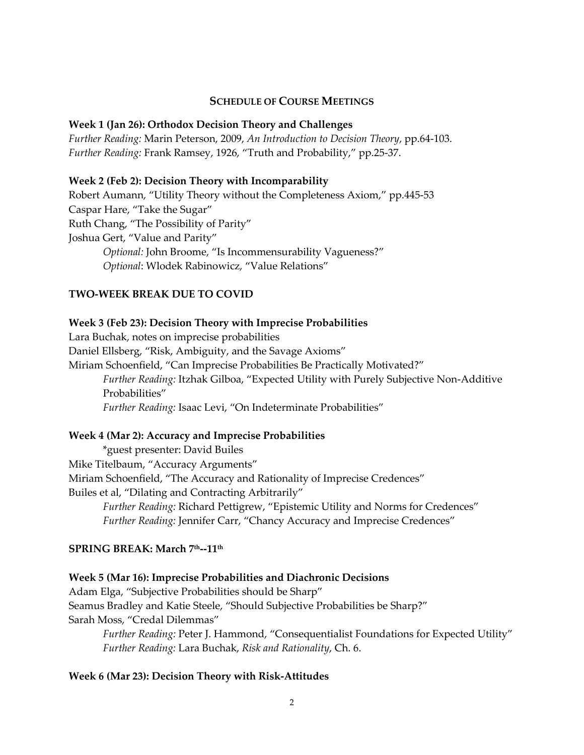## SCHEDULE OF COURSE MEETINGS

**Week 1 (Jan 26): Orthodox Decision Theory and Challenges**

*Further Reading:* Marin Peterson, 2009, *An Introduction to Decision Theory*, pp.64-103.
*Further Reading:* Frank Ramsey, 1926, "Truth and Probability," pp.25-37.

**Week 2 (Feb 2): Decision Theory with Incomparability**

Robert Aumann, "Utility Theory without the Completeness Axiom," pp.445-53
Caspar Hare, "Take the Sugar"
Ruth Chang, "The Possibility of Parity"
Joshua Gert, "Value and Parity"

- *Optional:* John Broome, "Is Incommensurability Vagueness?"
- *Optional*: Wlodek Rabinowicz, "Value Relations"

**TWO-WEEK BREAK DUE TO COVID**

**Week 3 (Feb 23): Decision Theory with Imprecise Probabilities**

Lara Buchak, notes on imprecise probabilities
Daniel Ellsberg, "Risk, Ambiguity, and the Savage Axioms"
Miriam Schoenfield, "Can Imprecise Probabilities Be Practically Motivated?"

- *Further Reading:* Itzhak Gilboa, "Expected Utility with Purely Subjective Non-Additive Probabilities"
- *Further Reading:* Isaac Levi, "On Indeterminate Probabilities"

**Week 4 (Mar 2): Accuracy and Imprecise Probabilities**

*guest presenter: David Builes

Mike Titelbaum, "Accuracy Arguments"
Miriam Schoenfield, "The Accuracy and Rationality of Imprecise Credences"
Builes et al, "Dilating and Contracting Arbitrarily"

- *Further Reading:* Richard Pettigrew, "Epistemic Utility and Norms for Credences"
- *Further Reading:* Jennifer Carr, "Chancy Accuracy and Imprecise Credences"

**SPRING BREAK: March 7th--11th**

**Week 5 (Mar 16): Imprecise Probabilities and Diachronic Decisions**

Adam Elga, "Subjective Probabilities should be Sharp"
Seamus Bradley and Katie Steele, "Should Subjective Probabilities be Sharp?"
Sarah Moss, "Credal Dilemmas"

- *Further Reading:* Peter J. Hammond, "Consequentialist Foundations for Expected Utility"
- *Further Reading:* Lara Buchak, *Risk and Rationality*, Ch. 6.

**Week 6 (Mar 23): Decision Theory with Risk-Attitudes**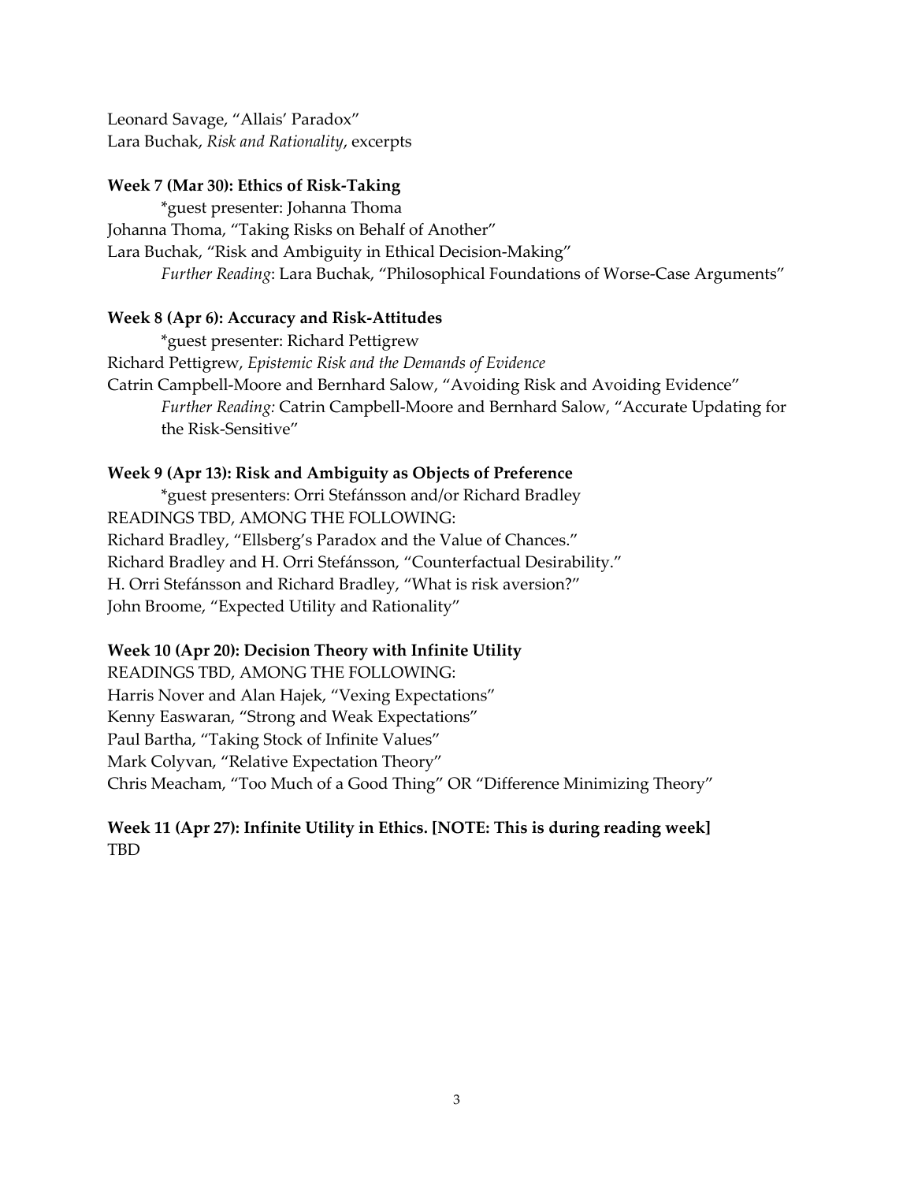Leonard Savage, "Allais' Paradox"
Lara Buchak, *Risk and Rationality*, excerpts

**Week 7 (Mar 30): Ethics of Risk-Taking**

*guest presenter: Johanna Thoma

Johanna Thoma, "Taking Risks on Behalf of Another"
Lara Buchak, "Risk and Ambiguity in Ethical Decision-Making"
*Further Reading*: Lara Buchak, "Philosophical Foundations of Worse-Case Arguments"

**Week 8 (Apr 6): Accuracy and Risk-Attitudes**

*guest presenter: Richard Pettigrew

Richard Pettigrew, *Epistemic Risk and the Demands of Evidence*
Catrin Campbell-Moore and Bernhard Salow, "Avoiding Risk and Avoiding Evidence"
*Further Reading:* Catrin Campbell-Moore and Bernhard Salow, "Accurate Updating for the Risk-Sensitive"

**Week 9 (Apr 13): Risk and Ambiguity as Objects of Preference**

*guest presenters: Orri Stefánsson and/or Richard Bradley

READINGS TBD, AMONG THE FOLLOWING:
Richard Bradley, "Ellsberg's Paradox and the Value of Chances."
Richard Bradley and H. Orri Stefánsson, "Counterfactual Desirability."
H. Orri Stefánsson and Richard Bradley, "What is risk aversion?"
John Broome, "Expected Utility and Rationality"

**Week 10 (Apr 20): Decision Theory with Infinite Utility**

READINGS TBD, AMONG THE FOLLOWING:
Harris Nover and Alan Hajek, "Vexing Expectations"
Kenny Easwaran, "Strong and Weak Expectations"
Paul Bartha, "Taking Stock of Infinite Values"
Mark Colyvan, "Relative Expectation Theory"
Chris Meacham, "Too Much of a Good Thing" OR "Difference Minimizing Theory"

**Week 11 (Apr 27): Infinite Utility in Ethics. [NOTE: This is during reading week]**

TBD